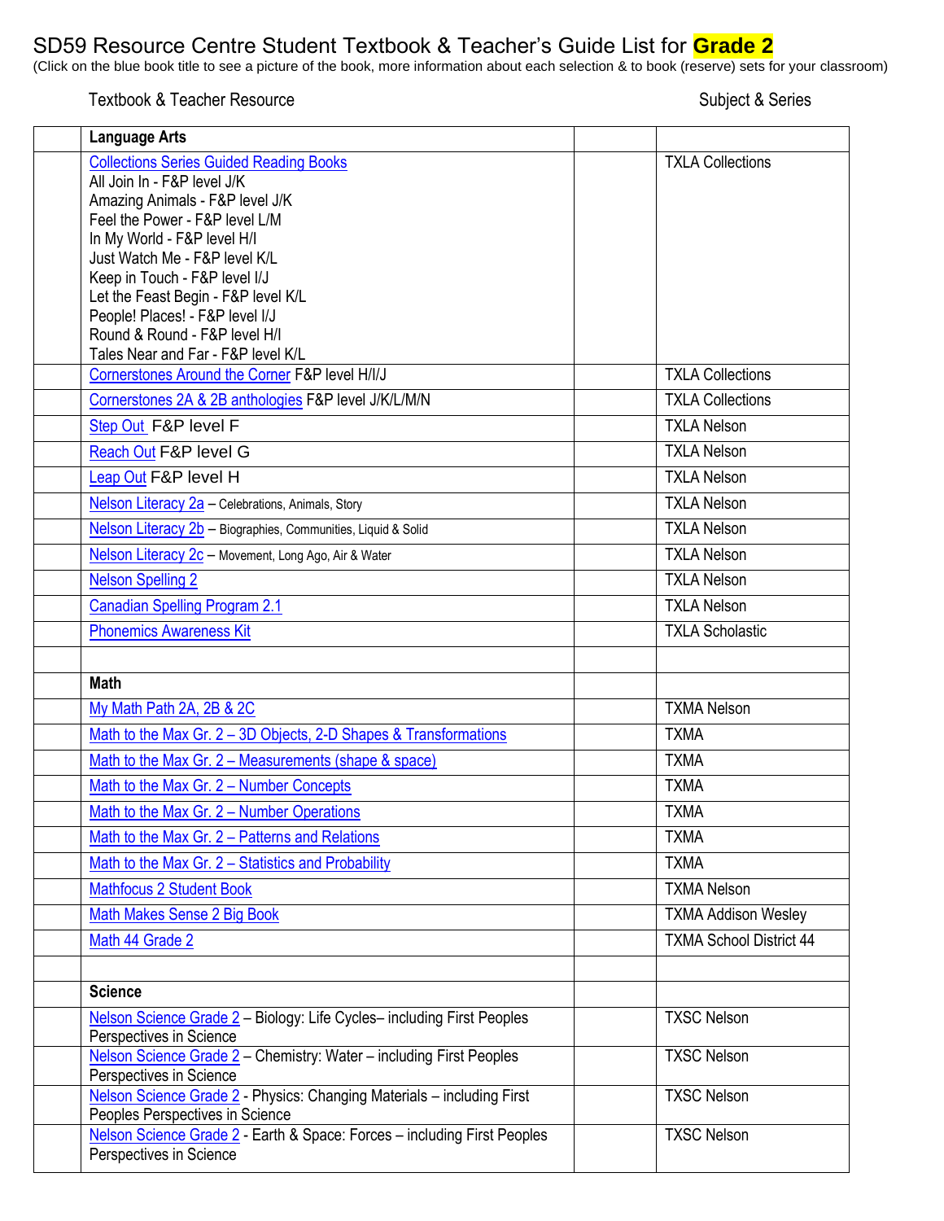# SD59 Resource Centre Student Textbook & Teacher's Guide List for **Grade 2**

(Click on the blue book title to see a picture of the book, more information about each selection & to book (reserve) sets for your classroom)

| | Textbook & Teacher Resource | | Subject & Series |
|---|---|---|---|
| | **Language Arts** | | |
| | Collections Series Guided Reading Books<br>All Join In - F&P level J/K<br>Amazing Animals - F&P level J/K<br>Feel the Power - F&P level L/M<br>In My World - F&P level H/I<br>Just Watch Me - F&P level K/L<br>Keep in Touch - F&P level I/J<br>Let the Feast Begin - F&P level K/L<br>People! Places! - F&P level I/J<br>Round & Round - F&P level H/I<br>Tales Near and Far - F&P level K/L | | TXLA Collections |
| | Cornerstones Around the Corner F&P level H/I/J | | TXLA Collections |
| | Cornerstones 2A & 2B anthologies F&P level J/K/L/M/N | | TXLA Collections |
| | Step Out F&P level F | | TXLA Nelson |
| | Reach Out F&P level G | | TXLA Nelson |
| | Leap Out F&P level H | | TXLA Nelson |
| | Nelson Literacy 2a – Celebrations, Animals, Story | | TXLA Nelson |
| | Nelson Literacy 2b – Biographies, Communities, Liquid & Solid | | TXLA Nelson |
| | Nelson Literacy 2c – Movement, Long Ago, Air & Water | | TXLA Nelson |
| | Nelson Spelling 2 | | TXLA Nelson |
| | Canadian Spelling Program 2.1 | | TXLA Nelson |
| | Phonemics Awareness Kit | | TXLA Scholastic |
| | | | |
| | **Math** | | |
| | My Math Path 2A, 2B & 2C | | TXMA Nelson |
| | Math to the Max Gr. 2 – 3D Objects, 2-D Shapes & Transformations | | TXMA |
| | Math to the Max Gr. 2 – Measurements (shape & space) | | TXMA |
| | Math to the Max Gr. 2 – Number Concepts | | TXMA |
| | Math to the Max Gr. 2 – Number Operations | | TXMA |
| | Math to the Max Gr. 2 – Patterns and Relations | | TXMA |
| | Math to the Max Gr. 2 – Statistics and Probability | | TXMA |
| | Mathfocus 2 Student Book | | TXMA Nelson |
| | Math Makes Sense 2 Big Book | | TXMA Addison Wesley |
| | Math 44 Grade 2 | | TXMA School District 44 |
| | | | |
| | **Science** | | |
| | Nelson Science Grade 2 – Biology: Life Cycles– including First Peoples Perspectives in Science | | TXSC Nelson |
| | Nelson Science Grade 2 – Chemistry: Water – including First Peoples Perspectives in Science | | TXSC Nelson |
| | Nelson Science Grade 2 - Physics: Changing Materials – including First Peoples Perspectives in Science | | TXSC Nelson |
| | Nelson Science Grade 2 - Earth & Space: Forces – including First Peoples Perspectives in Science | | TXSC Nelson |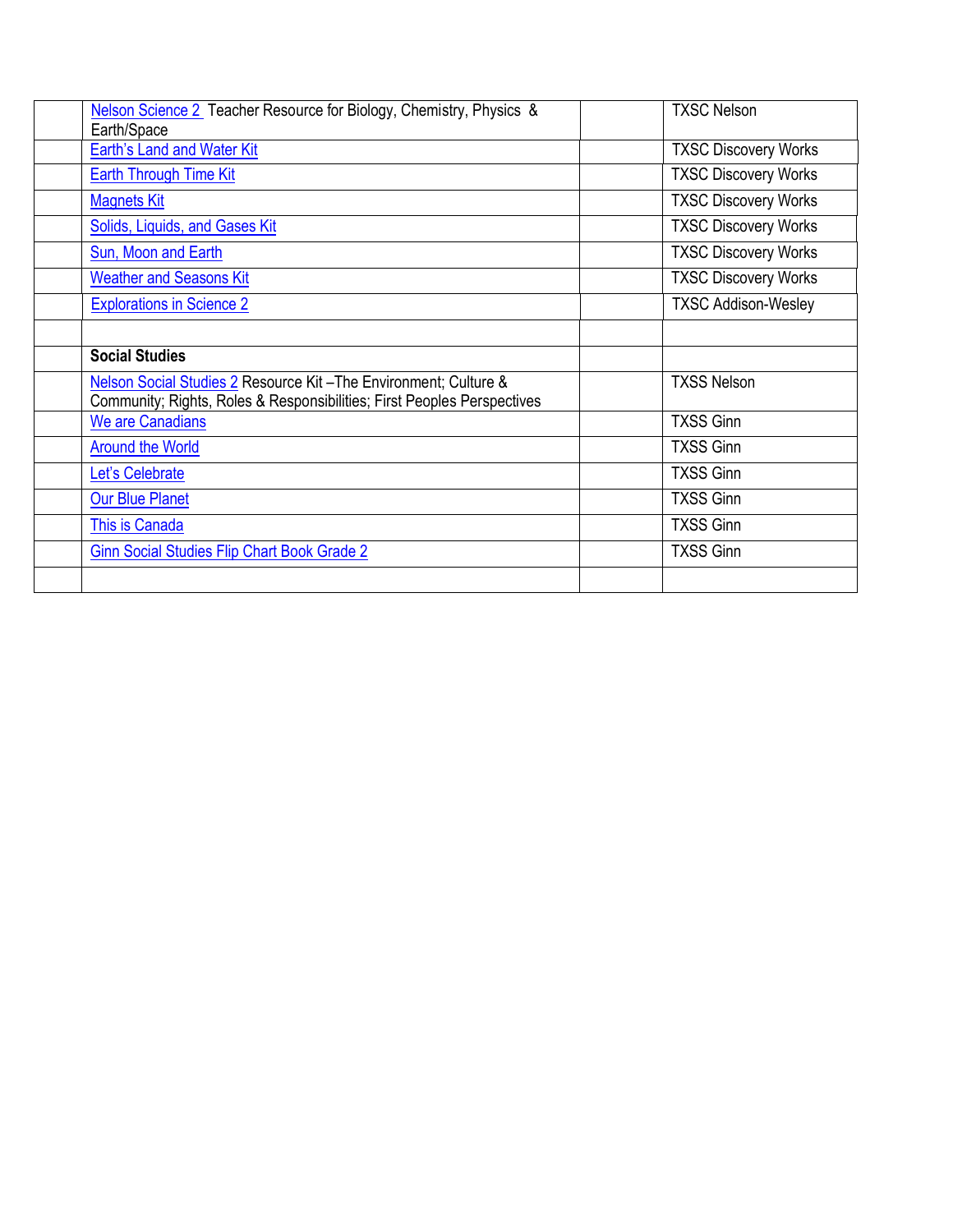| | | | |
|---|---|---|---|
| | Nelson Science 2 Teacher Resource for Biology, Chemistry, Physics & Earth/Space | | TXSC Nelson |
| | Earth's Land and Water Kit | | TXSC Discovery Works |
| | Earth Through Time Kit | | TXSC Discovery Works |
| | Magnets Kit | | TXSC Discovery Works |
| | Solids, Liquids, and Gases Kit | | TXSC Discovery Works |
| | Sun, Moon and Earth | | TXSC Discovery Works |
| | Weather and Seasons Kit | | TXSC Discovery Works |
| | Explorations in Science 2 | | TXSC Addison-Wesley |
| | | | |
| | **Social Studies** | | |
| | Nelson Social Studies 2 Resource Kit –The Environment; Culture & Community; Rights, Roles & Responsibilities; First Peoples Perspectives | | TXSS Nelson |
| | We are Canadians | | TXSS Ginn |
| | Around the World | | TXSS Ginn |
| | Let's Celebrate | | TXSS Ginn |
| | Our Blue Planet | | TXSS Ginn |
| | This is Canada | | TXSS Ginn |
| | Ginn Social Studies Flip Chart Book Grade 2 | | TXSS Ginn |
| | | | |